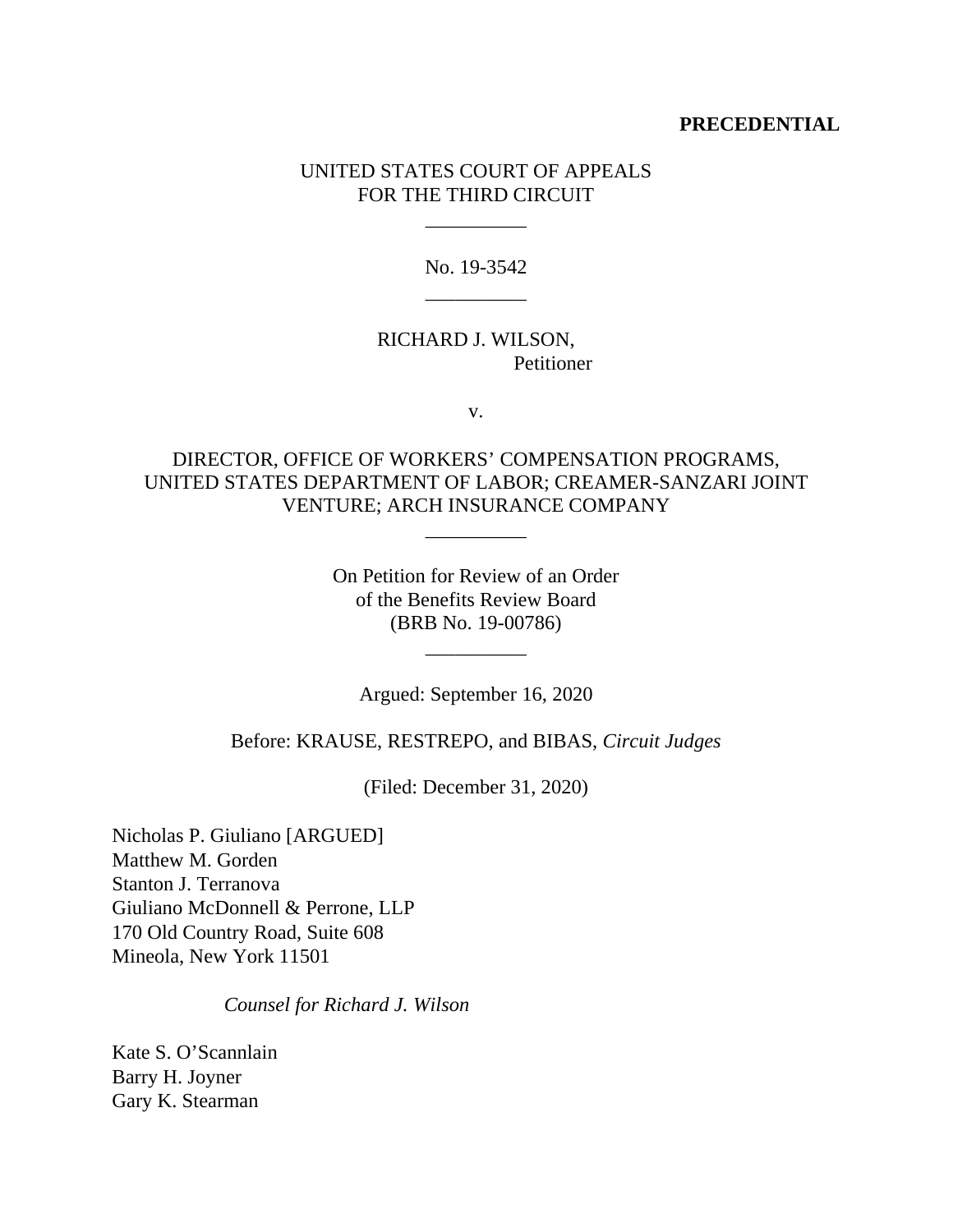**PRECEDENTIAL**

UNITED STATES COURT OF APPEALS
FOR THE THIRD CIRCUIT

\_\_\_\_\_\_\_\_\_\_

No. 19-3542

\_\_\_\_\_\_\_\_\_\_

RICHARD J. WILSON,
Petitioner

v.

DIRECTOR, OFFICE OF WORKERS' COMPENSATION PROGRAMS, UNITED STATES DEPARTMENT OF LABOR; CREAMER-SANZARI JOINT VENTURE; ARCH INSURANCE COMPANY

\_\_\_\_\_\_\_\_\_\_

On Petition for Review of an Order
of the Benefits Review Board
(BRB No. 19-00786)

\_\_\_\_\_\_\_\_\_\_

Argued: September 16, 2020

Before: KRAUSE, RESTREPO, and BIBAS, *Circuit Judges*

(Filed: December 31, 2020)

Nicholas P. Giuliano [ARGUED]
Matthew M. Gorden
Stanton J. Terranova
Giuliano McDonnell & Perrone, LLP
170 Old Country Road, Suite 608
Mineola, New York 11501

*Counsel for Richard J. Wilson*

Kate S. O'Scannlain
Barry H. Joyner
Gary K. Stearman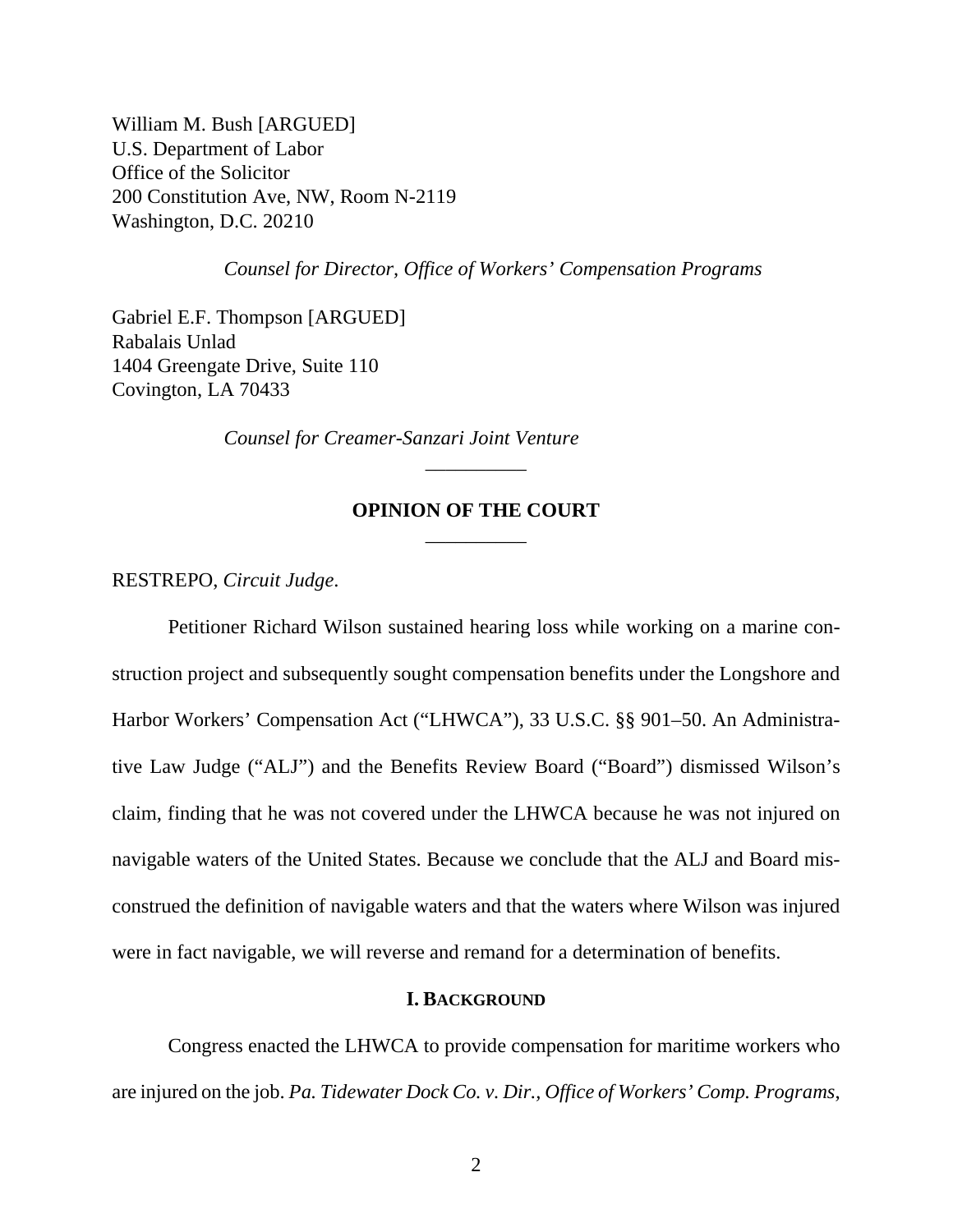William M. Bush [ARGUED]
U.S. Department of Labor
Office of the Solicitor
200 Constitution Ave, NW, Room N-2119
Washington, D.C. 20210

*Counsel for Director, Office of Workers' Compensation Programs*

Gabriel E.F. Thompson [ARGUED]
Rabalais Unlad
1404 Greengate Drive, Suite 110
Covington, LA 70433

*Counsel for Creamer-Sanzari Joint Venture*

---

**OPINION OF THE COURT**

---

RESTREPO, *Circuit Judge*.

Petitioner Richard Wilson sustained hearing loss while working on a marine construction project and subsequently sought compensation benefits under the Longshore and Harbor Workers' Compensation Act ("LHWCA"), 33 U.S.C. §§ 901–50. An Administrative Law Judge ("ALJ") and the Benefits Review Board ("Board") dismissed Wilson's claim, finding that he was not covered under the LHWCA because he was not injured on navigable waters of the United States. Because we conclude that the ALJ and Board misconstrued the definition of navigable waters and that the waters where Wilson was injured were in fact navigable, we will reverse and remand for a determination of benefits.

## I. BACKGROUND

Congress enacted the LHWCA to provide compensation for maritime workers who are injured on the job. *Pa. Tidewater Dock Co. v. Dir., Office of Workers' Comp. Programs*,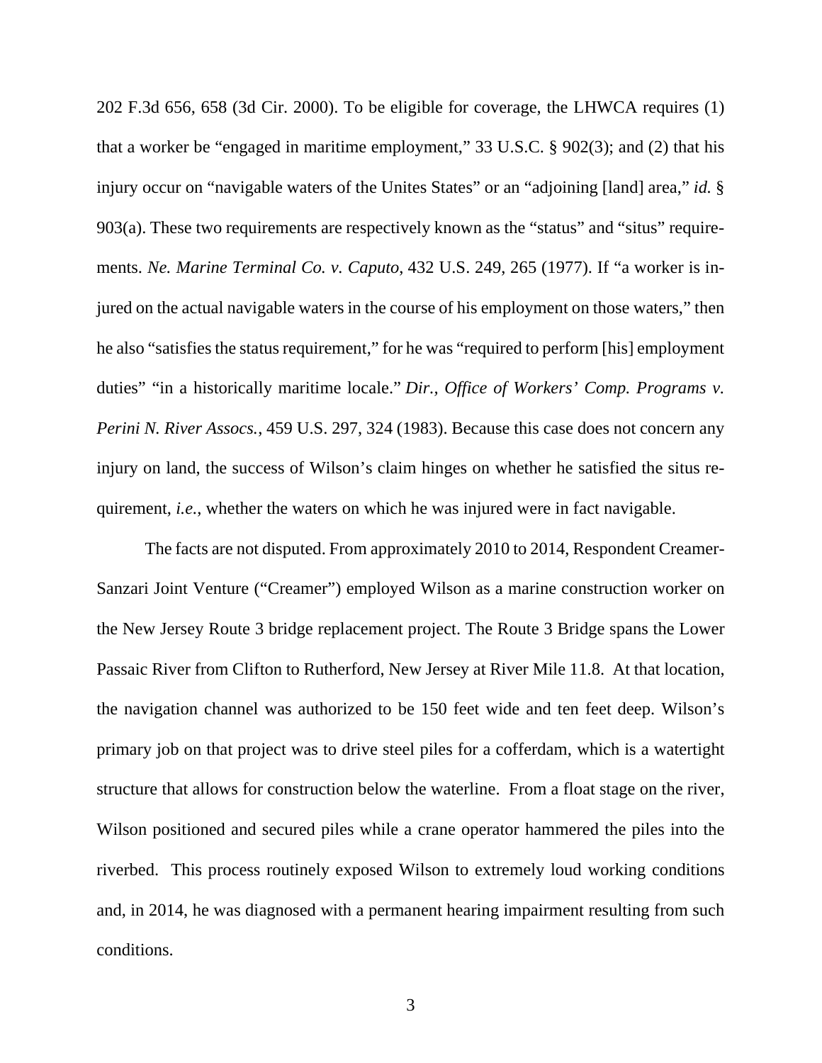202 F.3d 656, 658 (3d Cir. 2000). To be eligible for coverage, the LHWCA requires (1) that a worker be "engaged in maritime employment," 33 U.S.C. § 902(3); and (2) that his injury occur on "navigable waters of the Unites States" or an "adjoining [land] area," *id.* § 903(a). These two requirements are respectively known as the "status" and "situs" requirements. *Ne. Marine Terminal Co. v. Caputo*, 432 U.S. 249, 265 (1977). If "a worker is injured on the actual navigable waters in the course of his employment on those waters," then he also "satisfies the status requirement," for he was "required to perform [his] employment duties" "in a historically maritime locale." *Dir., Office of Workers' Comp. Programs v. Perini N. River Assocs.*, 459 U.S. 297, 324 (1983). Because this case does not concern any injury on land, the success of Wilson's claim hinges on whether he satisfied the situs requirement, *i.e.*, whether the waters on which he was injured were in fact navigable.

The facts are not disputed. From approximately 2010 to 2014, Respondent Creamer-Sanzari Joint Venture ("Creamer") employed Wilson as a marine construction worker on the New Jersey Route 3 bridge replacement project. The Route 3 Bridge spans the Lower Passaic River from Clifton to Rutherford, New Jersey at River Mile 11.8. At that location, the navigation channel was authorized to be 150 feet wide and ten feet deep. Wilson's primary job on that project was to drive steel piles for a cofferdam, which is a watertight structure that allows for construction below the waterline. From a float stage on the river, Wilson positioned and secured piles while a crane operator hammered the piles into the riverbed. This process routinely exposed Wilson to extremely loud working conditions and, in 2014, he was diagnosed with a permanent hearing impairment resulting from such conditions.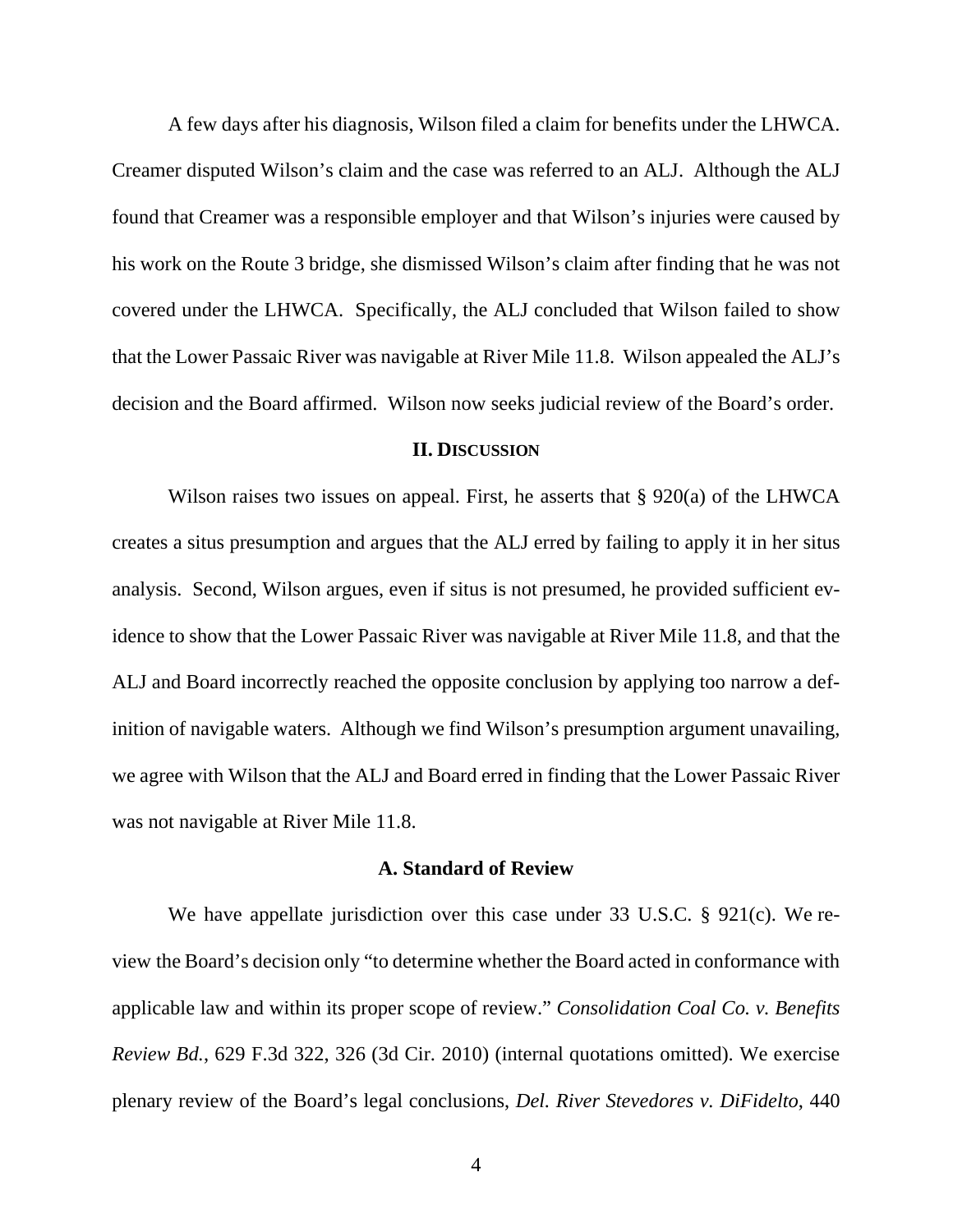A few days after his diagnosis, Wilson filed a claim for benefits under the LHWCA. Creamer disputed Wilson's claim and the case was referred to an ALJ. Although the ALJ found that Creamer was a responsible employer and that Wilson's injuries were caused by his work on the Route 3 bridge, she dismissed Wilson's claim after finding that he was not covered under the LHWCA. Specifically, the ALJ concluded that Wilson failed to show that the Lower Passaic River was navigable at River Mile 11.8. Wilson appealed the ALJ's decision and the Board affirmed. Wilson now seeks judicial review of the Board's order.

## II. Discussion

Wilson raises two issues on appeal. First, he asserts that § 920(a) of the LHWCA creates a situs presumption and argues that the ALJ erred by failing to apply it in her situs analysis. Second, Wilson argues, even if situs is not presumed, he provided sufficient evidence to show that the Lower Passaic River was navigable at River Mile 11.8, and that the ALJ and Board incorrectly reached the opposite conclusion by applying too narrow a definition of navigable waters. Although we find Wilson's presumption argument unavailing, we agree with Wilson that the ALJ and Board erred in finding that the Lower Passaic River was not navigable at River Mile 11.8.

### A. Standard of Review

We have appellate jurisdiction over this case under 33 U.S.C. § 921(c). We review the Board's decision only "to determine whether the Board acted in conformance with applicable law and within its proper scope of review." *Consolidation Coal Co. v. Benefits Review Bd.*, 629 F.3d 322, 326 (3d Cir. 2010) (internal quotations omitted). We exercise plenary review of the Board's legal conclusions, *Del. River Stevedores v. DiFidelto*, 440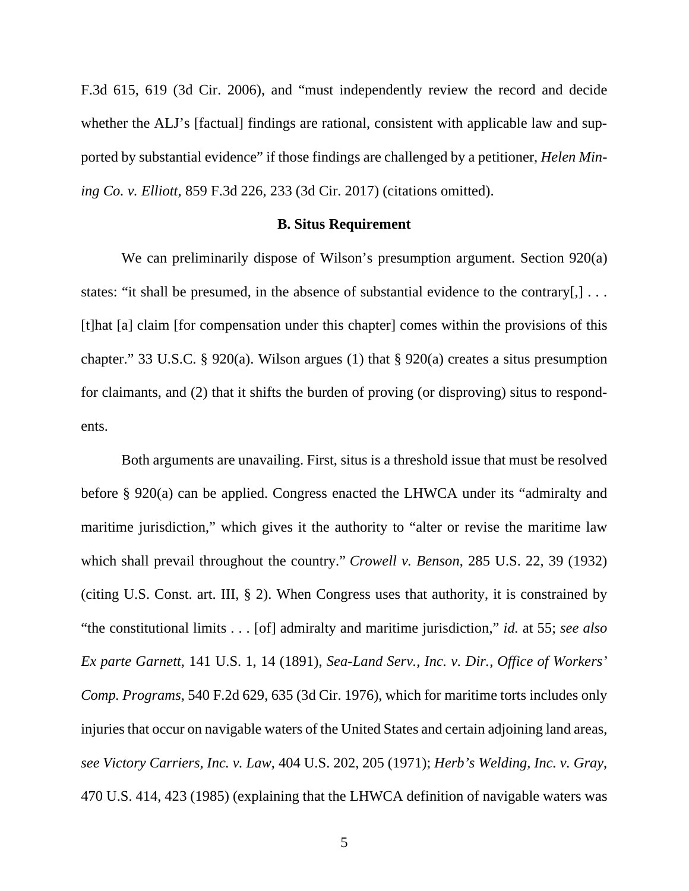F.3d 615, 619 (3d Cir. 2006), and "must independently review the record and decide whether the ALJ's [factual] findings are rational, consistent with applicable law and supported by substantial evidence" if those findings are challenged by a petitioner, *Helen Mining Co. v. Elliott*, 859 F.3d 226, 233 (3d Cir. 2017) (citations omitted).

### B. Situs Requirement

We can preliminarily dispose of Wilson's presumption argument. Section 920(a) states: "it shall be presumed, in the absence of substantial evidence to the contrary[,] . . . [t]hat [a] claim [for compensation under this chapter] comes within the provisions of this chapter." 33 U.S.C. § 920(a). Wilson argues (1) that § 920(a) creates a situs presumption for claimants, and (2) that it shifts the burden of proving (or disproving) situs to respondents.

Both arguments are unavailing. First, situs is a threshold issue that must be resolved before § 920(a) can be applied. Congress enacted the LHWCA under its "admiralty and maritime jurisdiction," which gives it the authority to "alter or revise the maritime law which shall prevail throughout the country." *Crowell v. Benson*, 285 U.S. 22, 39 (1932) (citing U.S. Const. art. III, § 2). When Congress uses that authority, it is constrained by "the constitutional limits . . . [of] admiralty and maritime jurisdiction," *id.* at 55; *see also Ex parte Garnett*, 141 U.S. 1, 14 (1891), *Sea-Land Serv., Inc. v. Dir., Office of Workers' Comp. Programs*, 540 F.2d 629, 635 (3d Cir. 1976), which for maritime torts includes only injuries that occur on navigable waters of the United States and certain adjoining land areas, *see Victory Carriers, Inc. v. Law*, 404 U.S. 202, 205 (1971); *Herb's Welding, Inc. v. Gray*, 470 U.S. 414, 423 (1985) (explaining that the LHWCA definition of navigable waters was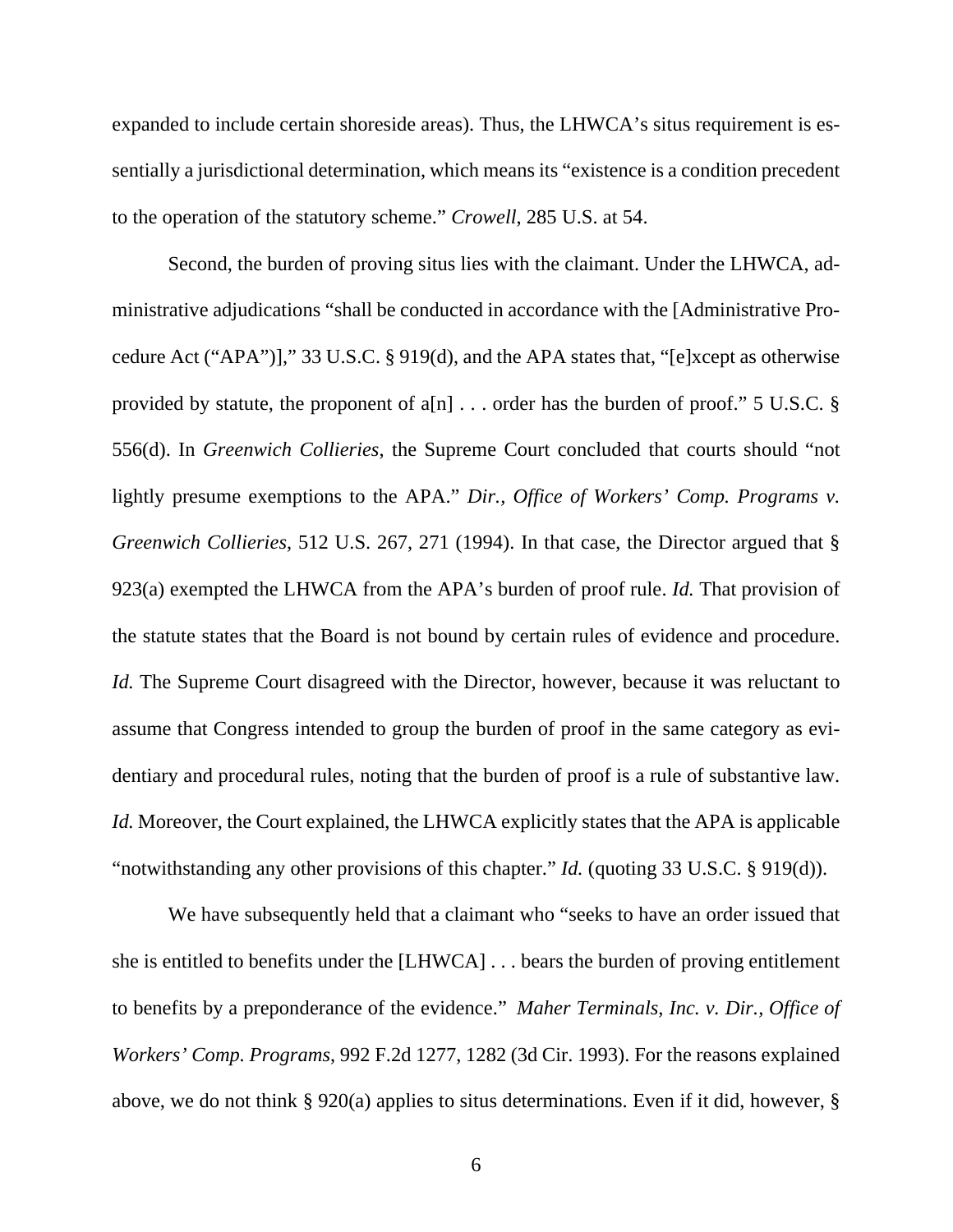expanded to include certain shoreside areas). Thus, the LHWCA's situs requirement is essentially a jurisdictional determination, which means its "existence is a condition precedent to the operation of the statutory scheme." *Crowell*, 285 U.S. at 54.

Second, the burden of proving situs lies with the claimant. Under the LHWCA, administrative adjudications "shall be conducted in accordance with the [Administrative Procedure Act ("APA")]," 33 U.S.C. § 919(d), and the APA states that, "[e]xcept as otherwise provided by statute, the proponent of a[n] . . . order has the burden of proof." 5 U.S.C. § 556(d). In *Greenwich Collieries*, the Supreme Court concluded that courts should "not lightly presume exemptions to the APA." *Dir., Office of Workers' Comp. Programs v. Greenwich Collieries*, 512 U.S. 267, 271 (1994). In that case, the Director argued that § 923(a) exempted the LHWCA from the APA's burden of proof rule. *Id.* That provision of the statute states that the Board is not bound by certain rules of evidence and procedure. *Id.* The Supreme Court disagreed with the Director, however, because it was reluctant to assume that Congress intended to group the burden of proof in the same category as evidentiary and procedural rules, noting that the burden of proof is a rule of substantive law. *Id.* Moreover, the Court explained, the LHWCA explicitly states that the APA is applicable "notwithstanding any other provisions of this chapter." *Id.* (quoting 33 U.S.C. § 919(d)).

We have subsequently held that a claimant who "seeks to have an order issued that she is entitled to benefits under the [LHWCA] . . . bears the burden of proving entitlement to benefits by a preponderance of the evidence." *Maher Terminals, Inc. v. Dir., Office of Workers' Comp. Programs*, 992 F.2d 1277, 1282 (3d Cir. 1993). For the reasons explained above, we do not think § 920(a) applies to situs determinations. Even if it did, however, §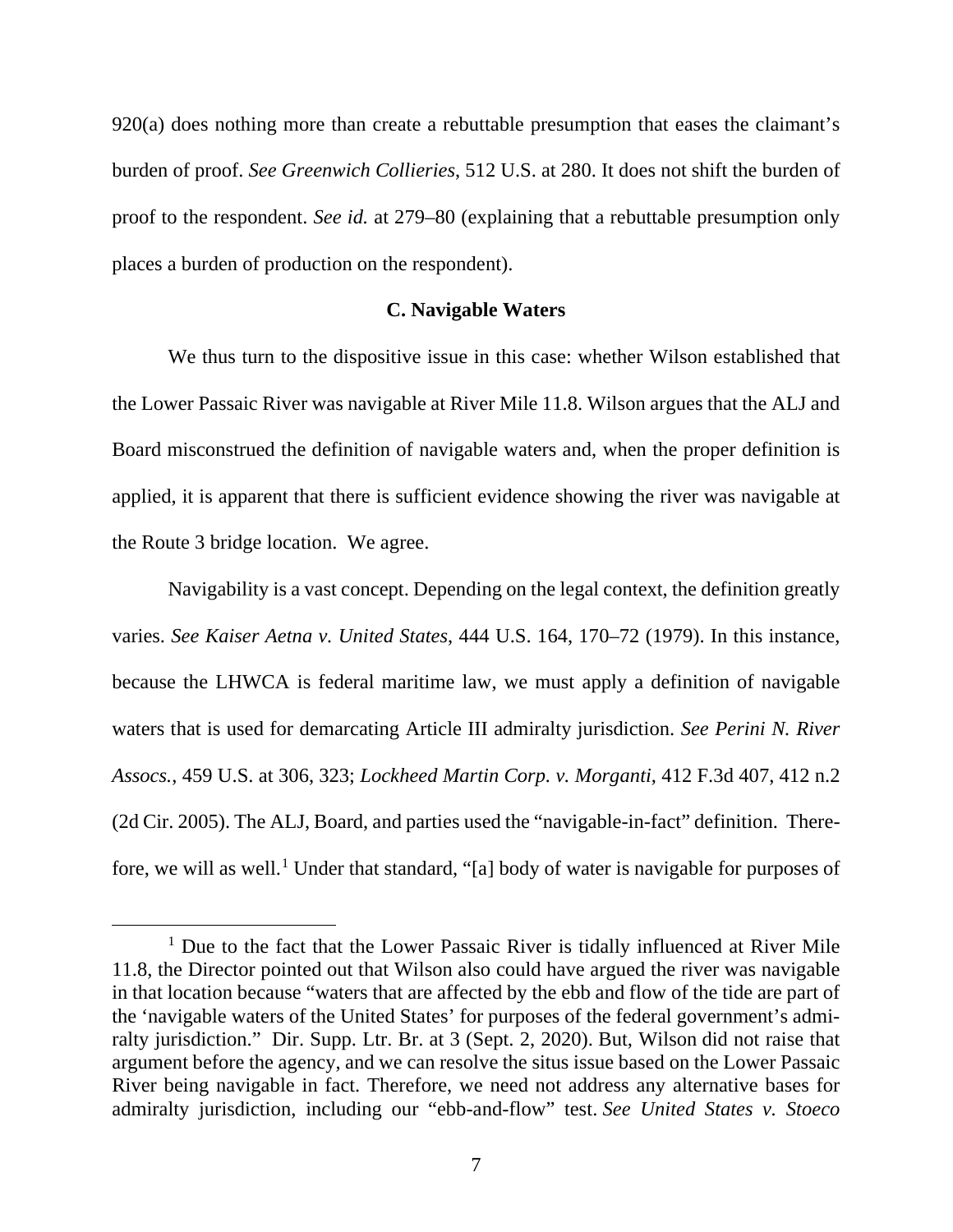920(a) does nothing more than create a rebuttable presumption that eases the claimant's burden of proof. *See Greenwich Collieries*, 512 U.S. at 280. It does not shift the burden of proof to the respondent. *See id.* at 279–80 (explaining that a rebuttable presumption only places a burden of production on the respondent).

### C. Navigable Waters

We thus turn to the dispositive issue in this case: whether Wilson established that the Lower Passaic River was navigable at River Mile 11.8. Wilson argues that the ALJ and Board misconstrued the definition of navigable waters and, when the proper definition is applied, it is apparent that there is sufficient evidence showing the river was navigable at the Route 3 bridge location. We agree.

Navigability is a vast concept. Depending on the legal context, the definition greatly varies. *See Kaiser Aetna v. United States*, 444 U.S. 164, 170–72 (1979). In this instance, because the LHWCA is federal maritime law, we must apply a definition of navigable waters that is used for demarcating Article III admiralty jurisdiction. *See Perini N. River Assocs.*, 459 U.S. at 306, 323; *Lockheed Martin Corp. v. Morganti*, 412 F.3d 407, 412 n.2 (2d Cir. 2005). The ALJ, Board, and parties used the "navigable-in-fact" definition. Therefore, we will as well.[1] Under that standard, "[a] body of water is navigable for purposes of

[1] Due to the fact that the Lower Passaic River is tidally influenced at River Mile 11.8, the Director pointed out that Wilson also could have argued the river was navigable in that location because "waters that are affected by the ebb and flow of the tide are part of the 'navigable waters of the United States' for purposes of the federal government's admiralty jurisdiction." Dir. Supp. Ltr. Br. at 3 (Sept. 2, 2020). But, Wilson did not raise that argument before the agency, and we can resolve the situs issue based on the Lower Passaic River being navigable in fact. Therefore, we need not address any alternative bases for admiralty jurisdiction, including our "ebb-and-flow" test. *See United States v. Stoeco*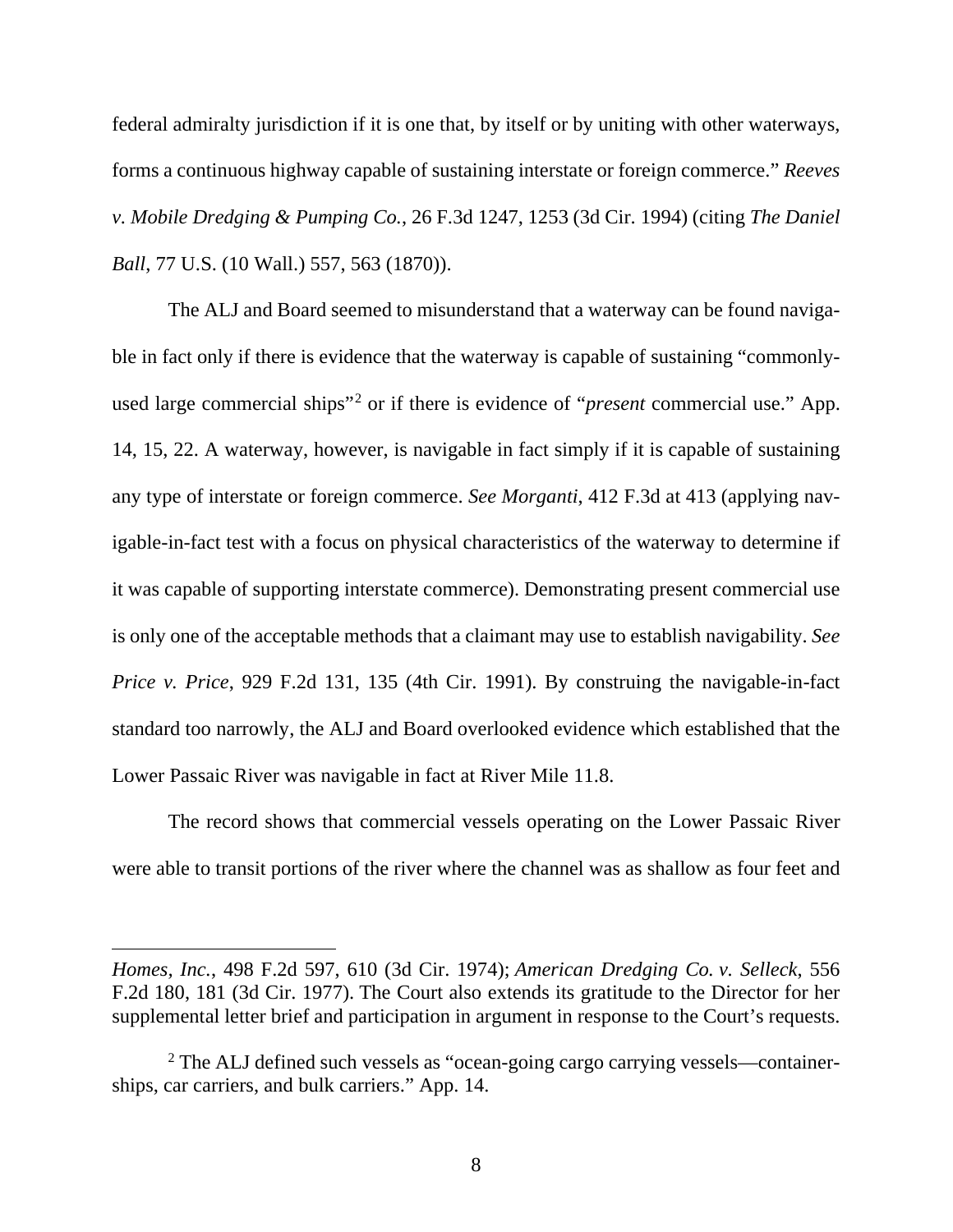federal admiralty jurisdiction if it is one that, by itself or by uniting with other waterways, forms a continuous highway capable of sustaining interstate or foreign commerce." *Reeves v. Mobile Dredging & Pumping Co.*, 26 F.3d 1247, 1253 (3d Cir. 1994) (citing *The Daniel Ball*, 77 U.S. (10 Wall.) 557, 563 (1870)).

The ALJ and Board seemed to misunderstand that a waterway can be found navigable in fact only if there is evidence that the waterway is capable of sustaining "commonly-used large commercial ships"[2] or if there is evidence of "*present* commercial use." App. 14, 15, 22. A waterway, however, is navigable in fact simply if it is capable of sustaining any type of interstate or foreign commerce. *See Morganti*, 412 F.3d at 413 (applying navigable-in-fact test with a focus on physical characteristics of the waterway to determine if it was capable of supporting interstate commerce). Demonstrating present commercial use is only one of the acceptable methods that a claimant may use to establish navigability. *See Price v. Price*, 929 F.2d 131, 135 (4th Cir. 1991). By construing the navigable-in-fact standard too narrowly, the ALJ and Board overlooked evidence which established that the Lower Passaic River was navigable in fact at River Mile 11.8.

The record shows that commercial vessels operating on the Lower Passaic River were able to transit portions of the river where the channel was as shallow as four feet and

---

*Homes, Inc.*, 498 F.2d 597, 610 (3d Cir. 1974); *American Dredging Co. v. Selleck*, 556 F.2d 180, 181 (3d Cir. 1977). The Court also extends its gratitude to the Director for her supplemental letter brief and participation in argument in response to the Court's requests.

[2] The ALJ defined such vessels as "ocean-going cargo carrying vessels—containerships, car carriers, and bulk carriers." App. 14.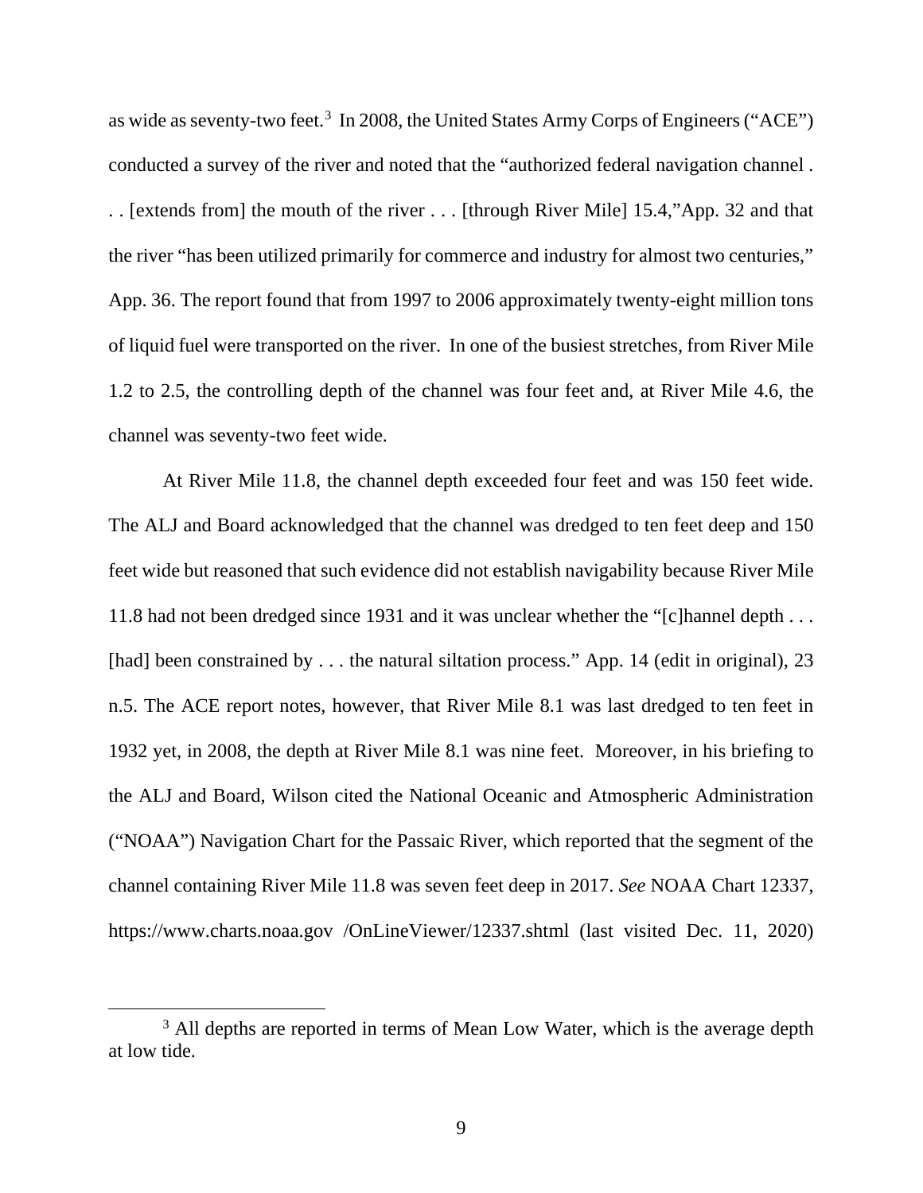as wide as seventy-two feet.[3] In 2008, the United States Army Corps of Engineers ("ACE") conducted a survey of the river and noted that the "authorized federal navigation channel . . . [extends from] the mouth of the river . . . [through River Mile] 15.4,"App. 32 and that the river "has been utilized primarily for commerce and industry for almost two centuries," App. 36. The report found that from 1997 to 2006 approximately twenty-eight million tons of liquid fuel were transported on the river. In one of the busiest stretches, from River Mile 1.2 to 2.5, the controlling depth of the channel was four feet and, at River Mile 4.6, the channel was seventy-two feet wide.

At River Mile 11.8, the channel depth exceeded four feet and was 150 feet wide. The ALJ and Board acknowledged that the channel was dredged to ten feet deep and 150 feet wide but reasoned that such evidence did not establish navigability because River Mile 11.8 had not been dredged since 1931 and it was unclear whether the "[c]hannel depth . . . [had] been constrained by . . . the natural siltation process." App. 14 (edit in original), 23 n.5. The ACE report notes, however, that River Mile 8.1 was last dredged to ten feet in 1932 yet, in 2008, the depth at River Mile 8.1 was nine feet. Moreover, in his briefing to the ALJ and Board, Wilson cited the National Oceanic and Atmospheric Administration ("NOAA") Navigation Chart for the Passaic River, which reported that the segment of the channel containing River Mile 11.8 was seven feet deep in 2017. *See* NOAA Chart 12337, https://www.charts.noaa.gov /OnLineViewer/12337.shtml (last visited Dec. 11, 2020)

[3] All depths are reported in terms of Mean Low Water, which is the average depth at low tide.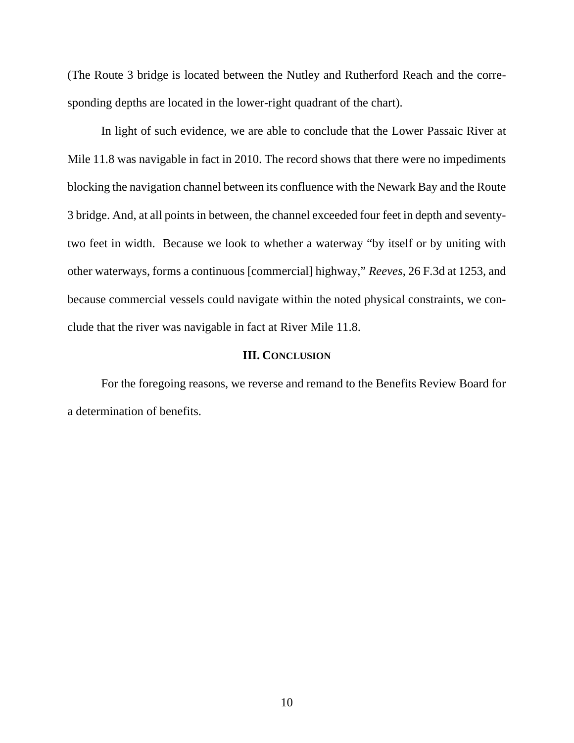(The Route 3 bridge is located between the Nutley and Rutherford Reach and the corresponding depths are located in the lower-right quadrant of the chart).

In light of such evidence, we are able to conclude that the Lower Passaic River at Mile 11.8 was navigable in fact in 2010. The record shows that there were no impediments blocking the navigation channel between its confluence with the Newark Bay and the Route 3 bridge. And, at all points in between, the channel exceeded four feet in depth and seventy-two feet in width. Because we look to whether a waterway "by itself or by uniting with other waterways, forms a continuous [commercial] highway," *Reeves*, 26 F.3d at 1253, and because commercial vessels could navigate within the noted physical constraints, we conclude that the river was navigable in fact at River Mile 11.8.

## III. Conclusion

For the foregoing reasons, we reverse and remand to the Benefits Review Board for a determination of benefits.